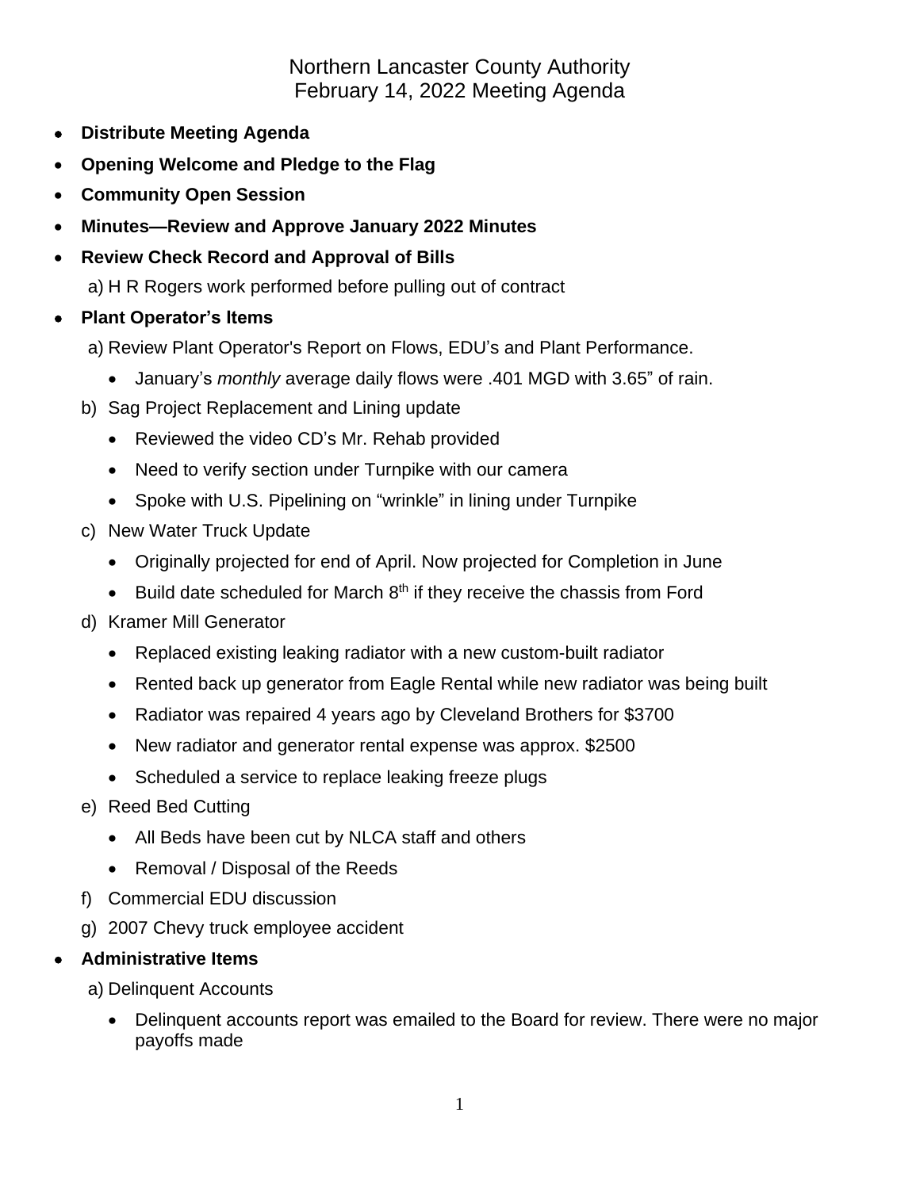# Northern Lancaster County Authority
## February 14, 2022 Meeting Agenda

- **Distribute Meeting Agenda**
- **Opening Welcome and Pledge to the Flag**
- **Community Open Session**
- **Minutes—Review and Approve January 2022 Minutes**
- **Review Check Record and Approval of Bills**

  a) H R Rogers work performed before pulling out of contract

- **Plant Operator's Items**

  a) Review Plant Operator's Report on Flows, EDU's and Plant Performance.

  - January's *monthly* average daily flows were .401 MGD with 3.65" of rain.

  b) Sag Project Replacement and Lining update

  - Reviewed the video CD's Mr. Rehab provided
  - Need to verify section under Turnpike with our camera
  - Spoke with U.S. Pipelining on "wrinkle" in lining under Turnpike

  c) New Water Truck Update

  - Originally projected for end of April. Now projected for Completion in June
  - Build date scheduled for March 8th if they receive the chassis from Ford

  d) Kramer Mill Generator

  - Replaced existing leaking radiator with a new custom-built radiator
  - Rented back up generator from Eagle Rental while new radiator was being built
  - Radiator was repaired 4 years ago by Cleveland Brothers for $3700
  - New radiator and generator rental expense was approx. $2500
  - Scheduled a service to replace leaking freeze plugs

  e) Reed Bed Cutting

  - All Beds have been cut by NLCA staff and others
  - Removal / Disposal of the Reeds

  f) Commercial EDU discussion

  g) 2007 Chevy truck employee accident

- **Administrative Items**

  a) Delinquent Accounts

  - Delinquent accounts report was emailed to the Board for review. There were no major payoffs made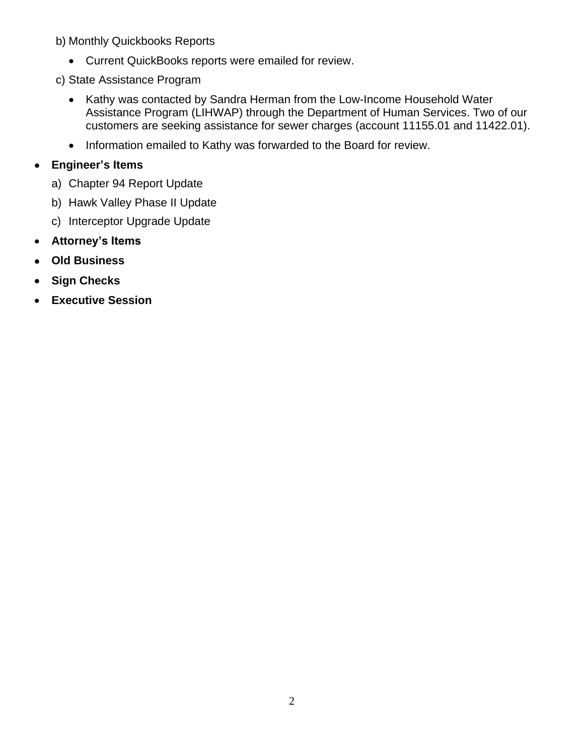b) Monthly Quickbooks Reports

- Current QuickBooks reports were emailed for review.

c) State Assistance Program

- Kathy was contacted by Sandra Herman from the Low-Income Household Water Assistance Program (LIHWAP) through the Department of Human Services. Two of our customers are seeking assistance for sewer charges (account 11155.01 and 11422.01).
- Information emailed to Kathy was forwarded to the Board for review.

- **Engineer's Items**
  a) Chapter 94 Report Update
  b) Hawk Valley Phase II Update
  c) Interceptor Upgrade Update
- **Attorney's Items**
- **Old Business**
- **Sign Checks**
- **Executive Session**